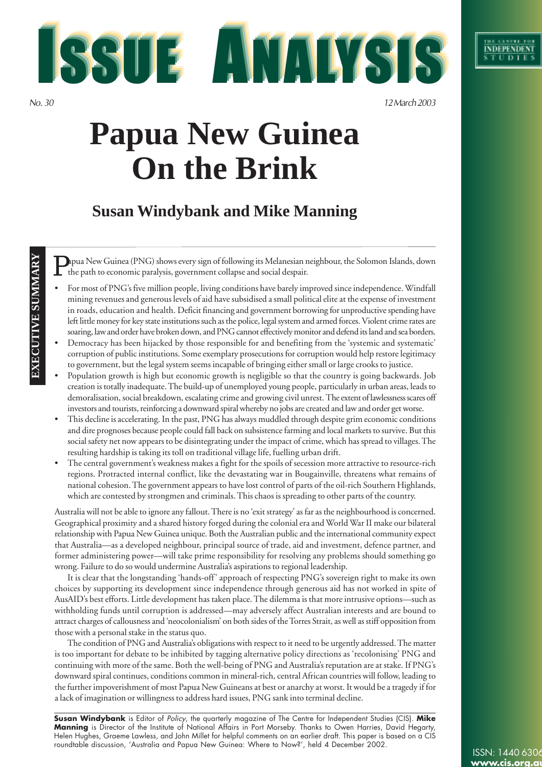# Issue Analysis

*No. 30* *12 March 2003*

# Papua New Guinea On the Brink

## Susan Windybank and Mike Manning

**EXECUTIVE SUMMARY**

Papua New Guinea (PNG) shows every sign of following its Melanesian neighbour, the Solomon Islands, down the path to economic paralysis, government collapse and social despair.

- For most of PNG's five million people, living conditions have barely improved since independence. Windfall mining revenues and generous levels of aid have subsidised a small political elite at the expense of investment in roads, education and health. Deficit financing and government borrowing for unproductive spending have left little money for key state institutions such as the police, legal system and armed forces. Violent crime rates are soaring, law and order have broken down, and PNG cannot effectively monitor and defend its land and sea borders.
- Democracy has been hijacked by those responsible for and benefiting from the 'systemic and systematic' corruption of public institutions. Some exemplary prosecutions for corruption would help restore legitimacy to government, but the legal system seems incapable of bringing either small or large crooks to justice.
- Population growth is high but economic growth is negligible so that the country is going backwards. Job creation is totally inadequate. The build-up of unemployed young people, particularly in urban areas, leads to demoralisation, social breakdown, escalating crime and growing civil unrest. The extent of lawlessness scares off investors and tourists, reinforcing a downward spiral whereby no jobs are created and law and order get worse.
- This decline is accelerating. In the past, PNG has always muddled through despite grim economic conditions and dire prognoses because people could fall back on subsistence farming and local markets to survive. But this social safety net now appears to be disintegrating under the impact of crime, which has spread to villages. The resulting hardship is taking its toll on traditional village life, fuelling urban drift.
- The central government's weakness makes a fight for the spoils of secession more attractive to resource-rich regions. Protracted internal conflict, like the devastating war in Bougainville, threatens what remains of national cohesion. The government appears to have lost control of parts of the oil-rich Southern Highlands, which are contested by strongmen and criminals. This chaos is spreading to other parts of the country.

Australia will not be able to ignore any fallout. There is no 'exit strategy' as far as the neighbourhood is concerned. Geographical proximity and a shared history forged during the colonial era and World War II make our bilateral relationship with Papua New Guinea unique. Both the Australian public and the international community expect that Australia—as a developed neighbour, principal source of trade, aid and investment, defence partner, and former administering power—will take prime responsibility for resolving any problems should something go wrong. Failure to do so would undermine Australia's aspirations to regional leadership.

It is clear that the longstanding 'hands-off' approach of respecting PNG's sovereign right to make its own choices by supporting its development since independence through generous aid has not worked in spite of AusAID's best efforts. Little development has taken place. The dilemma is that more intrusive options—such as withholding funds until corruption is addressed—may adversely affect Australian interests and are bound to attract charges of callousness and 'neocolonialism' on both sides of the Torres Strait, as well as stiff opposition from those with a personal stake in the status quo.

The condition of PNG and Australia's obligations with respect to it need to be urgently addressed. The matter is too important for debate to be inhibited by tagging alternative policy directions as 'recolonising' PNG and continuing with more of the same. Both the well-being of PNG and Australia's reputation are at stake. If PNG's downward spiral continues, conditions common in mineral-rich, central African countries will follow, leading to the further impoverishment of most Papua New Guineans at best or anarchy at worst. It would be a tragedy if for a lack of imagination or willingness to address hard issues, PNG sank into terminal decline.

**Susan Windybank** is Editor of *Policy*, the quarterly magazine of The Centre for Independent Studies (CIS). **Mike Manning** is Director of the Institute of National Affairs in Port Morseby. Thanks to Owen Harries, David Hegarty, Helen Hughes, Graeme Lawless, and John Millet for helpful comments on an earlier draft. This paper is based on a CIS roundtable discussion, 'Australia and Papua New Guinea: Where to Now?', held 4 December 2002.

ISSN: 1440 6306
www.cis.org.au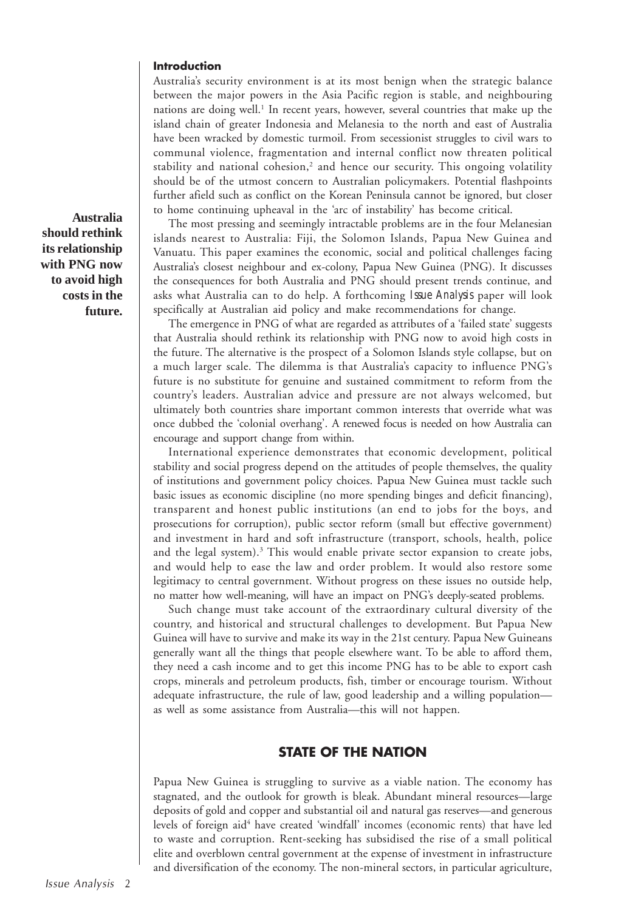### Introduction

Australia's security environment is at its most benign when the strategic balance between the major powers in the Asia Pacific region is stable, and neighbouring nations are doing well.[1] In recent years, however, several countries that make up the island chain of greater Indonesia and Melanesia to the north and east of Australia have been wracked by domestic turmoil. From secessionist struggles to civil wars to communal violence, fragmentation and internal conflict now threaten political stability and national cohesion,[2] and hence our security. This ongoing volatility should be of the utmost concern to Australian policymakers. Potential flashpoints further afield such as conflict on the Korean Peninsula cannot be ignored, but closer to home continuing upheaval in the 'arc of instability' has become critical.

**Australia should rethink its relationship with PNG now to avoid high costs in the future.**

The most pressing and seemingly intractable problems are in the four Melanesian islands nearest to Australia: Fiji, the Solomon Islands, Papua New Guinea and Vanuatu. This paper examines the economic, social and political challenges facing Australia's closest neighbour and ex-colony, Papua New Guinea (PNG). It discusses the consequences for both Australia and PNG should present trends continue, and asks what Australia can to do help. A forthcoming *Issue Analysis* paper will look specifically at Australian aid policy and make recommendations for change.

The emergence in PNG of what are regarded as attributes of a 'failed state' suggests that Australia should rethink its relationship with PNG now to avoid high costs in the future. The alternative is the prospect of a Solomon Islands style collapse, but on a much larger scale. The dilemma is that Australia's capacity to influence PNG's future is no substitute for genuine and sustained commitment to reform from the country's leaders. Australian advice and pressure are not always welcomed, but ultimately both countries share important common interests that override what was once dubbed the 'colonial overhang'. A renewed focus is needed on how Australia can encourage and support change from within.

International experience demonstrates that economic development, political stability and social progress depend on the attitudes of people themselves, the quality of institutions and government policy choices. Papua New Guinea must tackle such basic issues as economic discipline (no more spending binges and deficit financing), transparent and honest public institutions (an end to jobs for the boys, and prosecutions for corruption), public sector reform (small but effective government) and investment in hard and soft infrastructure (transport, schools, health, police and the legal system).[3] This would enable private sector expansion to create jobs, and would help to ease the law and order problem. It would also restore some legitimacy to central government. Without progress on these issues no outside help, no matter how well-meaning, will have an impact on PNG's deeply-seated problems.

Such change must take account of the extraordinary cultural diversity of the country, and historical and structural challenges to development. But Papua New Guinea will have to survive and make its way in the 21st century. Papua New Guineans generally want all the things that people elsewhere want. To be able to afford them, they need a cash income and to get this income PNG has to be able to export cash crops, minerals and petroleum products, fish, timber or encourage tourism. Without adequate infrastructure, the rule of law, good leadership and a willing population—as well as some assistance from Australia—this will not happen.

## STATE OF THE NATION

Papua New Guinea is struggling to survive as a viable nation. The economy has stagnated, and the outlook for growth is bleak. Abundant mineral resources—large deposits of gold and copper and substantial oil and natural gas reserves—and generous levels of foreign aid[4] have created 'windfall' incomes (economic rents) that have led to waste and corruption. Rent-seeking has subsidised the rise of a small political elite and overblown central government at the expense of investment in infrastructure and diversification of the economy. The non-mineral sectors, in particular agriculture,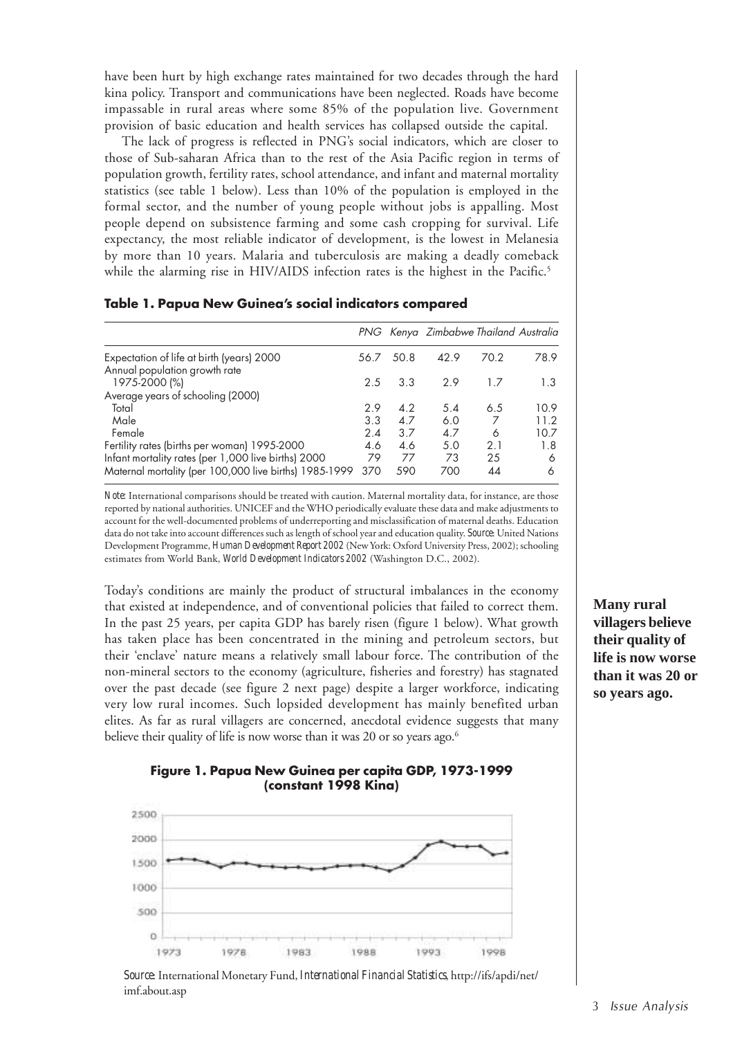have been hurt by high exchange rates maintained for two decades through the hard kina policy. Transport and communications have been neglected. Roads have become impassable in rural areas where some 85% of the population live. Government provision of basic education and health services has collapsed outside the capital.

The lack of progress is reflected in PNG's social indicators, which are closer to those of Sub-saharan Africa than to the rest of the Asia Pacific region in terms of population growth, fertility rates, school attendance, and infant and maternal mortality statistics (see table 1 below). Less than 10% of the population is employed in the formal sector, and the number of young people without jobs is appalling. Most people depend on subsistence farming and some cash cropping for survival. Life expectancy, the most reliable indicator of development, is the lowest in Melanesia by more than 10 years. Malaria and tuberculosis are making a deadly comeback while the alarming rise in HIV/AIDS infection rates is the highest in the Pacific.[5]

**Table 1. Papua New Guinea's social indicators compared**

| | *PNG* | *Kenya* | *Zimbabwe* | *Thailand* | *Australia* |
|---|---|---|---|---|---|
| Expectation of life at birth (years) 2000 | 56.7 | 50.8 | 42.9 | 70.2 | 78.9 |
| Annual population growth rate 1975-2000 (%) | 2.5 | 3.3 | 2.9 | 1.7 | 1.3 |
| Average years of schooling (2000) | | | | | |
| Total | 2.9 | 4.2 | 5.4 | 6.5 | 10.9 |
| Male | 3.3 | 4.7 | 6.0 | 7 | 11.2 |
| Female | 2.4 | 3.7 | 4.7 | 6 | 10.7 |
| Fertility rates (births per woman) 1995-2000 | 4.6 | 4.6 | 5.0 | 2.1 | 1.8 |
| Infant mortality rates (per 1,000 live births) 2000 | 79 | 77 | 73 | 25 | 6 |
| Maternal mortality (per 100,000 live births) 1985-1999 | 370 | 590 | 700 | 44 | 6 |

*Note:* International comparisons should be treated with caution. Maternal mortality data, for instance, are those reported by national authorities. UNICEF and the WHO periodically evaluate these data and make adjustments to account for the well-documented problems of underreporting and misclassification of maternal deaths. Education data do not take into account differences such as length of school year and education quality. *Source:* United Nations Development Programme, *Human Development Report 2002* (New York: Oxford University Press, 2002); schooling estimates from World Bank, *World Development Indicators 2002* (Washington D.C., 2002).

Today's conditions are mainly the product of structural imbalances in the economy that existed at independence, and of conventional policies that failed to correct them. In the past 25 years, per capita GDP has barely risen (figure 1 below). What growth has taken place has been concentrated in the mining and petroleum sectors, but their 'enclave' nature means a relatively small labour force. The contribution of the non-mineral sectors to the economy (agriculture, fisheries and forestry) has stagnated over the past decade (see figure 2 next page) despite a larger workforce, indicating very low rural incomes. Such lopsided development has mainly benefited urban elites. As far as rural villagers are concerned, anecdotal evidence suggests that many believe their quality of life is now worse than it was 20 or so years ago.[6]

**Many rural villagers believe their quality of life is now worse than it was 20 or so years ago.**

**Figure 1. Papua New Guinea per capita GDP, 1973-1999 (constant 1998 Kina)**

*Source:* International Monetary Fund, *International Financial Statistics*, http://ifs/apdi/net/imf.about.asp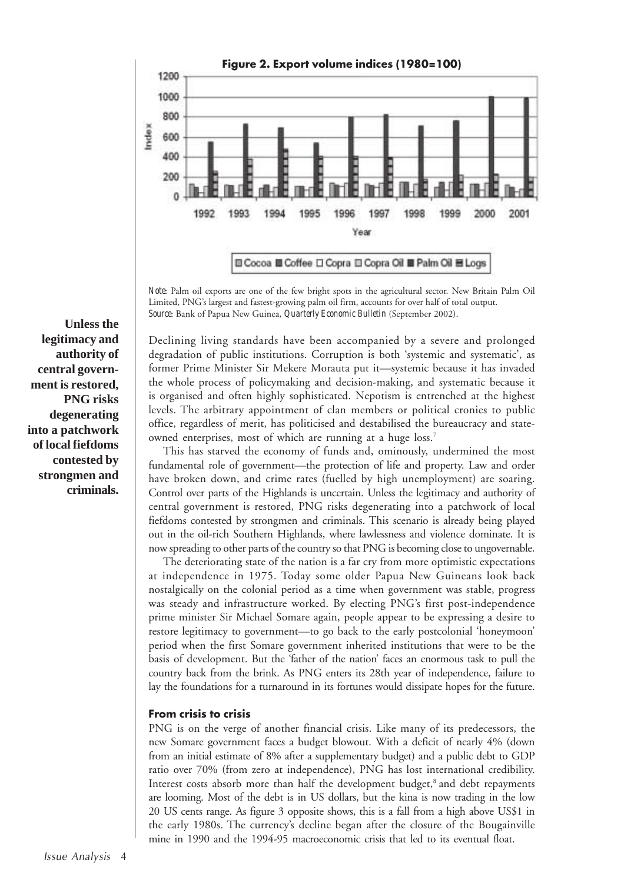**Figure 2. Export volume indices (1980=100)**

*Note:* Palm oil exports are one of the few bright spots in the agricultural sector. New Britain Palm Oil Limited, PNG's largest and fastest-growing palm oil firm, accounts for over half of total output.
*Source:* Bank of Papua New Guinea, *Quarterly Economic Bulletin* (September 2002).

**Unless the legitimacy and authority of central government is restored, PNG risks degenerating into a patchwork of local fiefdoms contested by strongmen and criminals.**

Declining living standards have been accompanied by a severe and prolonged degradation of public institutions. Corruption is both 'systemic and systematic', as former Prime Minister Sir Mekere Morauta put it—systemic because it has invaded the whole process of policymaking and decision-making, and systematic because it is organised and often highly sophisticated. Nepotism is entrenched at the highest levels. The arbitrary appointment of clan members or political cronies to public office, regardless of merit, has politicised and destabilised the bureaucracy and state-owned enterprises, most of which are running at a huge loss.[7]

This has starved the economy of funds and, ominously, undermined the most fundamental role of government—the protection of life and property. Law and order have broken down, and crime rates (fuelled by high unemployment) are soaring. Control over parts of the Highlands is uncertain. Unless the legitimacy and authority of central government is restored, PNG risks degenerating into a patchwork of local fiefdoms contested by strongmen and criminals. This scenario is already being played out in the oil-rich Southern Highlands, where lawlessness and violence dominate. It is now spreading to other parts of the country so that PNG is becoming close to ungovernable.

The deteriorating state of the nation is a far cry from more optimistic expectations at independence in 1975. Today some older Papua New Guineans look back nostalgically on the colonial period as a time when government was stable, progress was steady and infrastructure worked. By electing PNG's first post-independence prime minister Sir Michael Somare again, people appear to be expressing a desire to restore legitimacy to government—to go back to the early postcolonial 'honeymoon' period when the first Somare government inherited institutions that were to be the basis of development. But the 'father of the nation' faces an enormous task to pull the country back from the brink. As PNG enters its 28th year of independence, failure to lay the foundations for a turnaround in its fortunes would dissipate hopes for the future.

### From crisis to crisis

PNG is on the verge of another financial crisis. Like many of its predecessors, the new Somare government faces a budget blowout. With a deficit of nearly 4% (down from an initial estimate of 8% after a supplementary budget) and a public debt to GDP ratio over 70% (from zero at independence), PNG has lost international credibility. Interest costs absorb more than half the development budget,[8] and debt repayments are looming. Most of the debt is in US dollars, but the kina is now trading in the low 20 US cents range. As figure 3 opposite shows, this is a fall from a high above US$1 in the early 1980s. The currency's decline began after the closure of the Bougainville mine in 1990 and the 1994-95 macroeconomic crisis that led to its eventual float.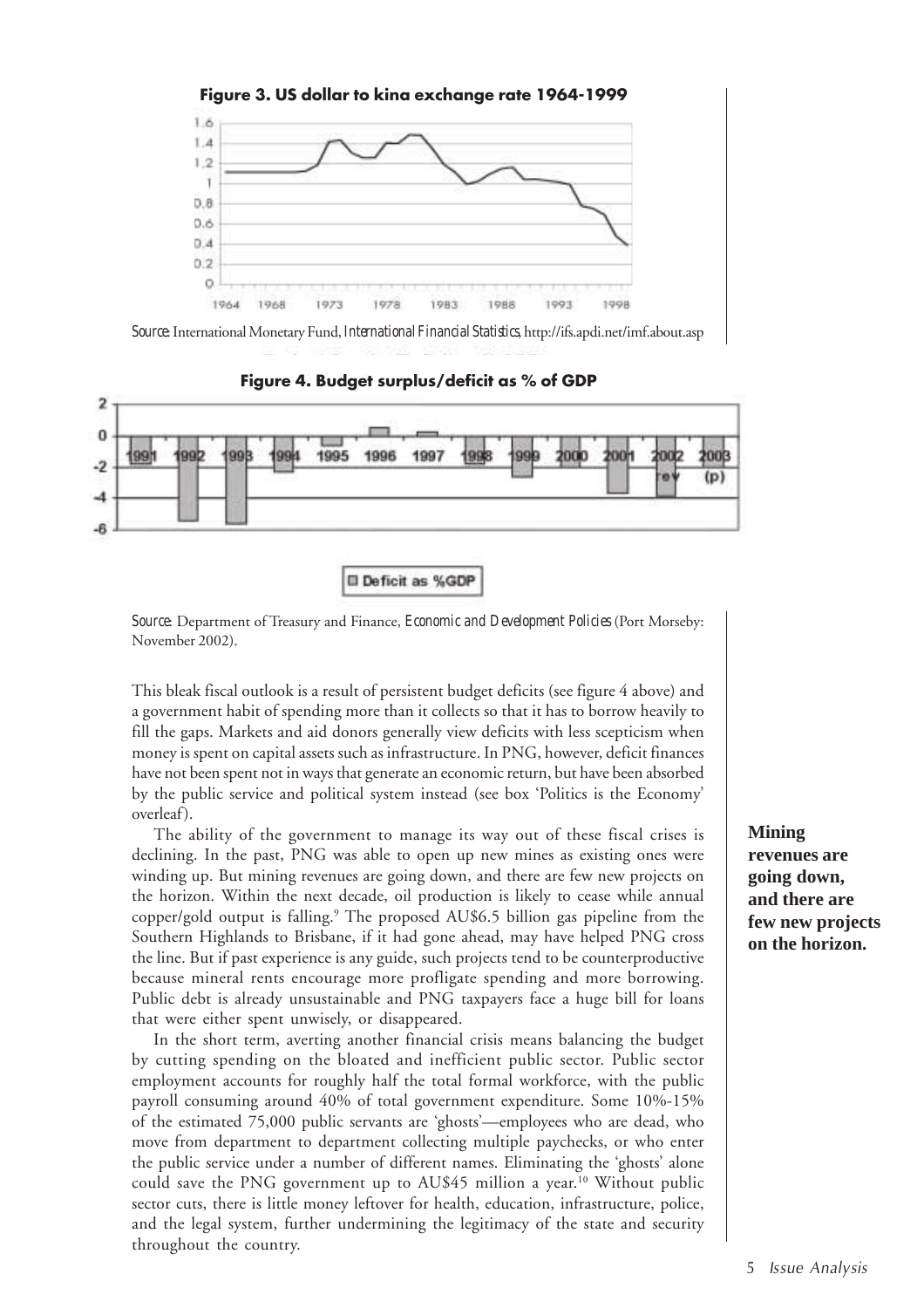**Figure 3. US dollar to kina exchange rate 1964-1999**

*Source:* International Monetary Fund, *International Financial Statistics*, http://ifs.apdi.net/imf.about.asp

**Figure 4. Budget surplus/deficit as % of GDP**

*Source:* Department of Treasury and Finance, *Economic and Development Policies* (Port Morseby: November 2002).

This bleak fiscal outlook is a result of persistent budget deficits (see figure 4 above) and a government habit of spending more than it collects so that it has to borrow heavily to fill the gaps. Markets and aid donors generally view deficits with less scepticism when money is spent on capital assets such as infrastructure. In PNG, however, deficit finances have not been spent not in ways that generate an economic return, but have been absorbed by the public service and political system instead (see box 'Politics is the Economy' overleaf).

The ability of the government to manage its way out of these fiscal crises is declining. In the past, PNG was able to open up new mines as existing ones were winding up. But mining revenues are going down, and there are few new projects on the horizon. Within the next decade, oil production is likely to cease while annual copper/gold output is falling.[9] The proposed AU$6.5 billion gas pipeline from the Southern Highlands to Brisbane, if it had gone ahead, may have helped PNG cross the line. But if past experience is any guide, such projects tend to be counterproductive because mineral rents encourage more profligate spending and more borrowing. Public debt is already unsustainable and PNG taxpayers face a huge bill for loans that were either spent unwisely, or disappeared.

**Mining revenues are going down, and there are few new projects on the horizon.**

In the short term, averting another financial crisis means balancing the budget by cutting spending on the bloated and inefficient public sector. Public sector employment accounts for roughly half the total formal workforce, with the public payroll consuming around 40% of total government expenditure. Some 10%-15% of the estimated 75,000 public servants are 'ghosts'—employees who are dead, who move from department to department collecting multiple paychecks, or who enter the public service under a number of different names. Eliminating the 'ghosts' alone could save the PNG government up to AU$45 million a year.[10] Without public sector cuts, there is little money leftover for health, education, infrastructure, police, and the legal system, further undermining the legitimacy of the state and security throughout the country.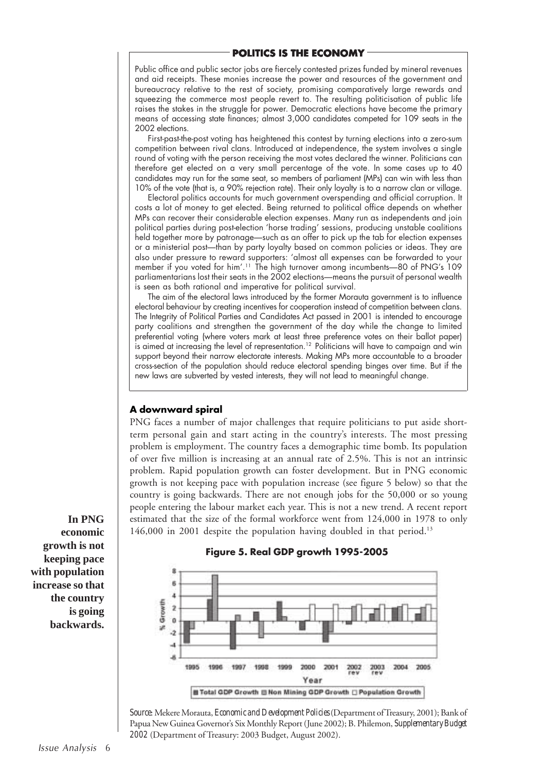## POLITICS IS THE ECONOMY

Public office and public sector jobs are fiercely contested prizes funded by mineral revenues and aid receipts. These monies increase the power and resources of the government and bureaucracy relative to the rest of society, promising comparatively large rewards and squeezing the commerce most people revert to. The resulting politicisation of public life raises the stakes in the struggle for power. Democratic elections have become the primary means of accessing state finances; almost 3,000 candidates competed for 109 seats in the 2002 elections.

First-past-the-post voting has heightened this contest by turning elections into a zero-sum competition between rival clans. Introduced at independence, the system involves a single round of voting with the person receiving the most votes declared the winner. Politicians can therefore get elected on a very small percentage of the vote. In some cases up to 40 candidates may run for the same seat, so members of parliament (MPs) can win with less than 10% of the vote (that is, a 90% rejection rate). Their only loyalty is to a narrow clan or village.

Electoral politics accounts for much government overspending and official corruption. It costs a lot of money to get elected. Being returned to political office depends on whether MPs can recover their considerable election expenses. Many run as independents and join political parties during post-election 'horse trading' sessions, producing unstable coalitions held together more by patronage—such as an offer to pick up the tab for election expenses or a ministerial post—than by party loyalty based on common policies or ideas. They are also under pressure to reward supporters: 'almost all expenses can be forwarded to your member if you voted for him'.[11] The high turnover among incumbents—80 of PNG's 109 parliamentarians lost their seats in the 2002 elections—means the pursuit of personal wealth is seen as both rational and imperative for political survival.

The aim of the electoral laws introduced by the former Morauta government is to influence electoral behaviour by creating incentives for cooperation instead of competition between clans. The Integrity of Political Parties and Candidates Act passed in 2001 is intended to encourage party coalitions and strengthen the government of the day while the change to limited preferential voting (where voters mark at least three preference votes on their ballot paper) is aimed at increasing the level of representation.[12] Politicians will have to campaign and win support beyond their narrow electorate interests. Making MPs more accountable to a broader cross-section of the population should reduce electoral spending binges over time. But if the new laws are subverted by vested interests, they will not lead to meaningful change.

## A downward spiral

PNG faces a number of major challenges that require politicians to put aside short-term personal gain and start acting in the country's interests. The most pressing problem is employment. The country faces a demographic time bomb. Its population of over five million is increasing at an annual rate of 2.5%. This is not an intrinsic problem. Rapid population growth can foster development. But in PNG economic growth is not keeping pace with population increase (see figure 5 below) so that the country is going backwards. There are not enough jobs for the 50,000 or so young people entering the labour market each year. This is not a new trend. A recent report estimated that the size of the formal workforce went from 124,000 in 1978 to only 146,000 in 2001 despite the population having doubled in that period.[13]

**In PNG economic growth is not keeping pace with population increase so that the country is going backwards.**

**Figure 5. Real GDP growth 1995-2005**

*Source*: Mekere Morauta, *Economic and Development Policies* (Department of Treasury, 2001); Bank of Papua New Guinea Governor's Six Monthly Report (June 2002); B. Philemon, *Supplementary Budget 2002* (Department of Treasury: 2003 Budget, August 2002).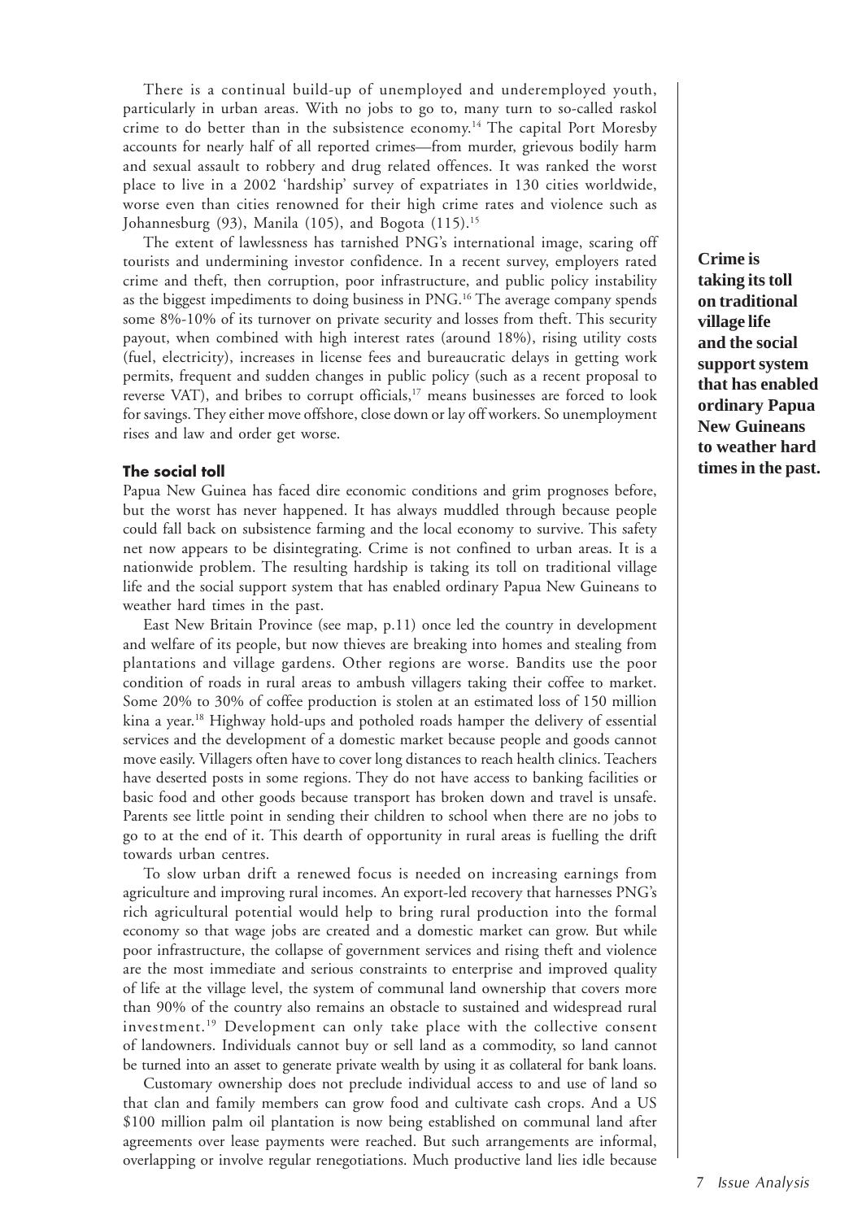There is a continual build-up of unemployed and underemployed youth, particularly in urban areas. With no jobs to go to, many turn to so-called raskol crime to do better than in the subsistence economy.[14] The capital Port Moresby accounts for nearly half of all reported crimes—from murder, grievous bodily harm and sexual assault to robbery and drug related offences. It was ranked the worst place to live in a 2002 'hardship' survey of expatriates in 130 cities worldwide, worse even than cities renowned for their high crime rates and violence such as Johannesburg (93), Manila (105), and Bogota (115).[15]

The extent of lawlessness has tarnished PNG's international image, scaring off tourists and undermining investor confidence. In a recent survey, employers rated crime and theft, then corruption, poor infrastructure, and public policy instability as the biggest impediments to doing business in PNG.[16] The average company spends some 8%-10% of its turnover on private security and losses from theft. This security payout, when combined with high interest rates (around 18%), rising utility costs (fuel, electricity), increases in license fees and bureaucratic delays in getting work permits, frequent and sudden changes in public policy (such as a recent proposal to reverse VAT), and bribes to corrupt officials,[17] means businesses are forced to look for savings. They either move offshore, close down or lay off workers. So unemployment rises and law and order get worse.

**Crime is taking its toll on traditional village life and the social support system that has enabled ordinary Papua New Guineans to weather hard times in the past.**

### The social toll

Papua New Guinea has faced dire economic conditions and grim prognoses before, but the worst has never happened. It has always muddled through because people could fall back on subsistence farming and the local economy to survive. This safety net now appears to be disintegrating. Crime is not confined to urban areas. It is a nationwide problem. The resulting hardship is taking its toll on traditional village life and the social support system that has enabled ordinary Papua New Guineans to weather hard times in the past.

East New Britain Province (see map, p.11) once led the country in development and welfare of its people, but now thieves are breaking into homes and stealing from plantations and village gardens. Other regions are worse. Bandits use the poor condition of roads in rural areas to ambush villagers taking their coffee to market. Some 20% to 30% of coffee production is stolen at an estimated loss of 150 million kina a year.[18] Highway hold-ups and potholed roads hamper the delivery of essential services and the development of a domestic market because people and goods cannot move easily. Villagers often have to cover long distances to reach health clinics. Teachers have deserted posts in some regions. They do not have access to banking facilities or basic food and other goods because transport has broken down and travel is unsafe. Parents see little point in sending their children to school when there are no jobs to go to at the end of it. This dearth of opportunity in rural areas is fuelling the drift towards urban centres.

To slow urban drift a renewed focus is needed on increasing earnings from agriculture and improving rural incomes. An export-led recovery that harnesses PNG's rich agricultural potential would help to bring rural production into the formal economy so that wage jobs are created and a domestic market can grow. But while poor infrastructure, the collapse of government services and rising theft and violence are the most immediate and serious constraints to enterprise and improved quality of life at the village level, the system of communal land ownership that covers more than 90% of the country also remains an obstacle to sustained and widespread rural investment.[19] Development can only take place with the collective consent of landowners. Individuals cannot buy or sell land as a commodity, so land cannot be turned into an asset to generate private wealth by using it as collateral for bank loans.

Customary ownership does not preclude individual access to and use of land so that clan and family members can grow food and cultivate cash crops. And a US $100 million palm oil plantation is now being established on communal land after agreements over lease payments were reached. But such arrangements are informal, overlapping or involve regular renegotiations. Much productive land lies idle because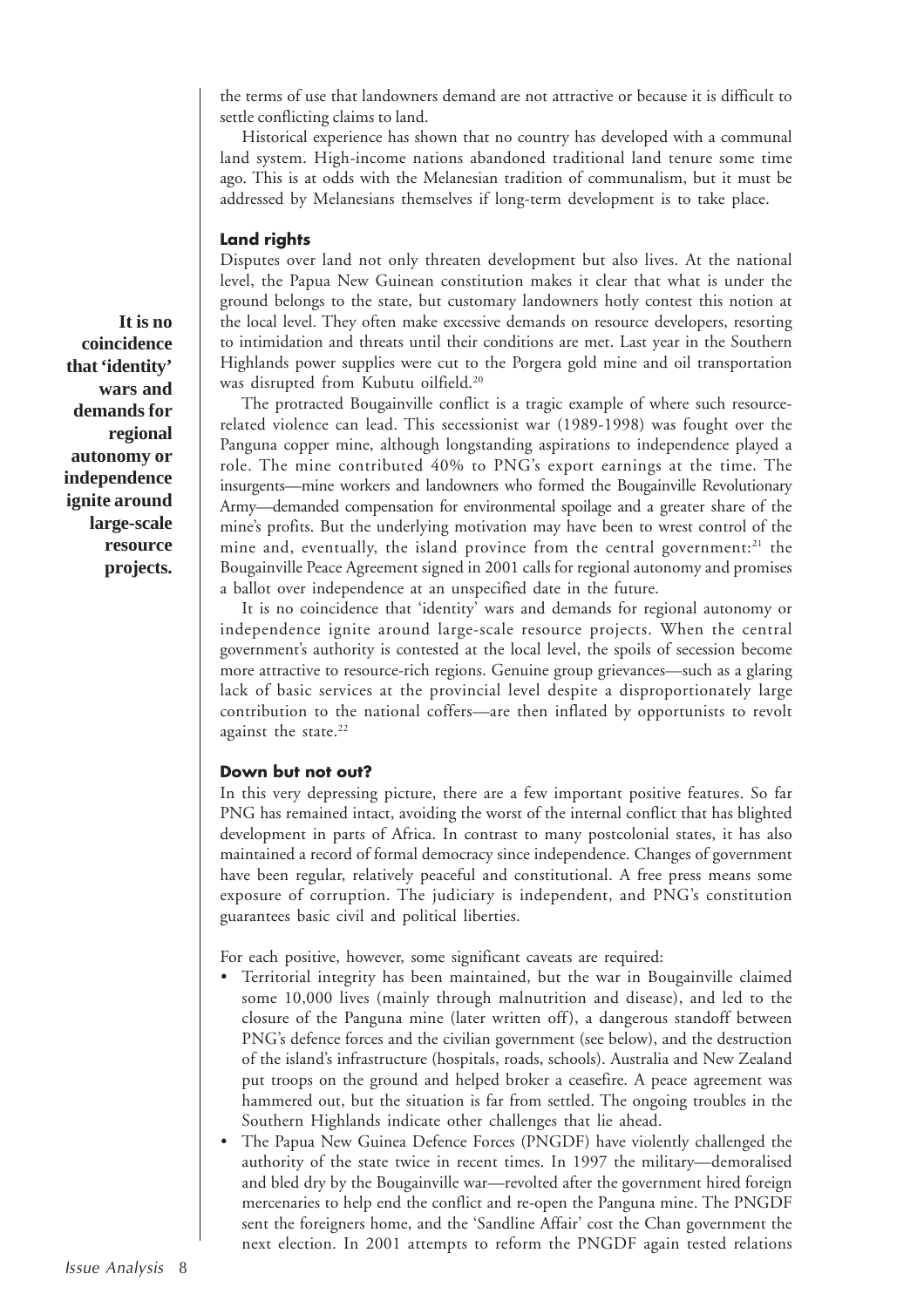the terms of use that landowners demand are not attractive or because it is difficult to settle conflicting claims to land.

Historical experience has shown that no country has developed with a communal land system. High-income nations abandoned traditional land tenure some time ago. This is at odds with the Melanesian tradition of communalism, but it must be addressed by Melanesians themselves if long-term development is to take place.

### Land rights

Disputes over land not only threaten development but also lives. At the national level, the Papua New Guinean constitution makes it clear that what is under the ground belongs to the state, but customary landowners hotly contest this notion at the local level. They often make excessive demands on resource developers, resorting to intimidation and threats until their conditions are met. Last year in the Southern Highlands power supplies were cut to the Porgera gold mine and oil transportation was disrupted from Kubutu oilfield.[20]

**It is no coincidence that 'identity' wars and demands for regional autonomy or independence ignite around large-scale resource projects.**

The protracted Bougainville conflict is a tragic example of where such resource-related violence can lead. This secessionist war (1989-1998) was fought over the Panguna copper mine, although longstanding aspirations to independence played a role. The mine contributed 40% to PNG's export earnings at the time. The insurgents—mine workers and landowners who formed the Bougainville Revolutionary Army—demanded compensation for environmental spoilage and a greater share of the mine's profits. But the underlying motivation may have been to wrest control of the mine and, eventually, the island province from the central government:[21] the Bougainville Peace Agreement signed in 2001 calls for regional autonomy and promises a ballot over independence at an unspecified date in the future.

It is no coincidence that 'identity' wars and demands for regional autonomy or independence ignite around large-scale resource projects. When the central government's authority is contested at the local level, the spoils of secession become more attractive to resource-rich regions. Genuine group grievances—such as a glaring lack of basic services at the provincial level despite a disproportionately large contribution to the national coffers—are then inflated by opportunists to revolt against the state.[22]

### Down but not out?

In this very depressing picture, there are a few important positive features. So far PNG has remained intact, avoiding the worst of the internal conflict that has blighted development in parts of Africa. In contrast to many postcolonial states, it has also maintained a record of formal democracy since independence. Changes of government have been regular, relatively peaceful and constitutional. A free press means some exposure of corruption. The judiciary is independent, and PNG's constitution guarantees basic civil and political liberties.

For each positive, however, some significant caveats are required:

- Territorial integrity has been maintained, but the war in Bougainville claimed some 10,000 lives (mainly through malnutrition and disease), and led to the closure of the Panguna mine (later written off), a dangerous standoff between PNG's defence forces and the civilian government (see below), and the destruction of the island's infrastructure (hospitals, roads, schools). Australia and New Zealand put troops on the ground and helped broker a ceasefire. A peace agreement was hammered out, but the situation is far from settled. The ongoing troubles in the Southern Highlands indicate other challenges that lie ahead.
- The Papua New Guinea Defence Forces (PNGDF) have violently challenged the authority of the state twice in recent times. In 1997 the military—demoralised and bled dry by the Bougainville war—revolted after the government hired foreign mercenaries to help end the conflict and re-open the Panguna mine. The PNGDF sent the foreigners home, and the 'Sandline Affair' cost the Chan government the next election. In 2001 attempts to reform the PNGDF again tested relations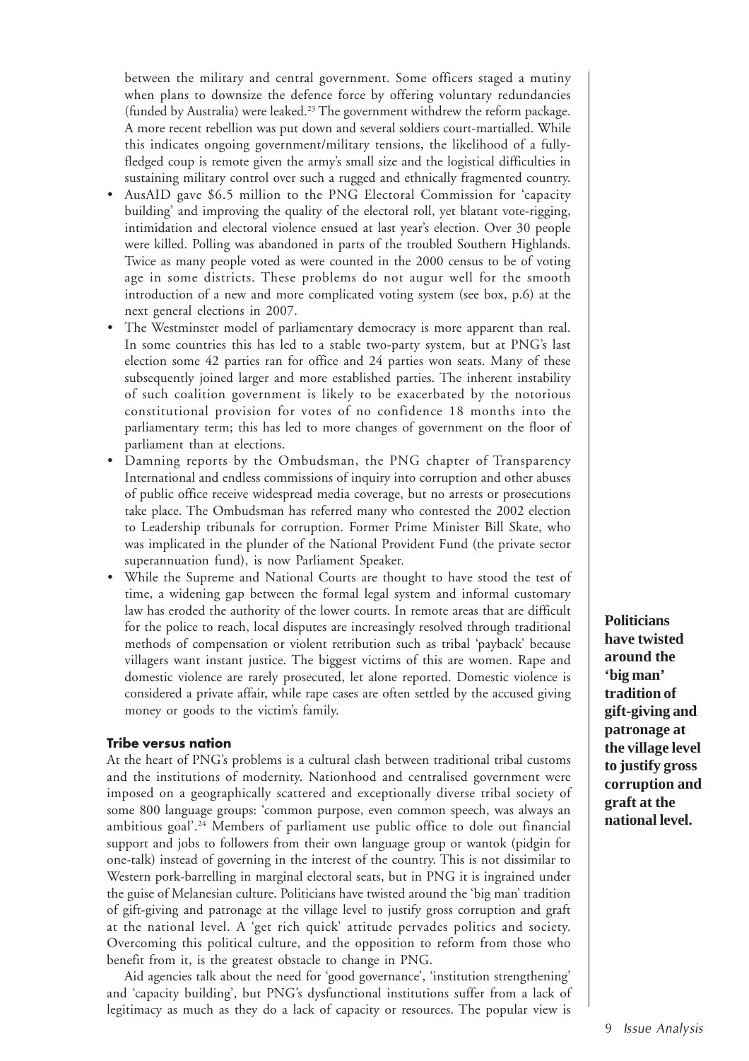between the military and central government. Some officers staged a mutiny when plans to downsize the defence force by offering voluntary redundancies (funded by Australia) were leaked.[23] The government withdrew the reform package. A more recent rebellion was put down and several soldiers court-martialled. While this indicates ongoing government/military tensions, the likelihood of a fully-fledged coup is remote given the army's small size and the logistical difficulties in sustaining military control over such a rugged and ethnically fragmented country.

- AusAID gave $6.5 million to the PNG Electoral Commission for 'capacity building' and improving the quality of the electoral roll, yet blatant vote-rigging, intimidation and electoral violence ensued at last year's election. Over 30 people were killed. Polling was abandoned in parts of the troubled Southern Highlands. Twice as many people voted as were counted in the 2000 census to be of voting age in some districts. These problems do not augur well for the smooth introduction of a new and more complicated voting system (see box, p.6) at the next general elections in 2007.
- The Westminster model of parliamentary democracy is more apparent than real. In some countries this has led to a stable two-party system, but at PNG's last election some 42 parties ran for office and 24 parties won seats. Many of these subsequently joined larger and more established parties. The inherent instability of such coalition government is likely to be exacerbated by the notorious constitutional provision for votes of no confidence 18 months into the parliamentary term; this has led to more changes of government on the floor of parliament than at elections.
- Damning reports by the Ombudsman, the PNG chapter of Transparency International and endless commissions of inquiry into corruption and other abuses of public office receive widespread media coverage, but no arrests or prosecutions take place. The Ombudsman has referred many who contested the 2002 election to Leadership tribunals for corruption. Former Prime Minister Bill Skate, who was implicated in the plunder of the National Provident Fund (the private sector superannuation fund), is now Parliament Speaker.
- While the Supreme and National Courts are thought to have stood the test of time, a widening gap between the formal legal system and informal customary law has eroded the authority of the lower courts. In remote areas that are difficult for the police to reach, local disputes are increasingly resolved through traditional methods of compensation or violent retribution such as tribal 'payback' because villagers want instant justice. The biggest victims of this are women. Rape and domestic violence are rarely prosecuted, let alone reported. Domestic violence is considered a private affair, while rape cases are often settled by the accused giving money or goods to the victim's family.

### Tribe versus nation

At the heart of PNG's problems is a cultural clash between traditional tribal customs and the institutions of modernity. Nationhood and centralised government were imposed on a geographically scattered and exceptionally diverse tribal society of some 800 language groups: 'common purpose, even common speech, was always an ambitious goal'.[24] Members of parliament use public office to dole out financial support and jobs to followers from their own language group or wantok (pidgin for one-talk) instead of governing in the interest of the country. This is not dissimilar to Western pork-barrelling in marginal electoral seats, but in PNG it is ingrained under the guise of Melanesian culture. Politicians have twisted around the 'big man' tradition of gift-giving and patronage at the village level to justify gross corruption and graft at the national level. A 'get rich quick' attitude pervades politics and society. Overcoming this political culture, and the opposition to reform from those who benefit from it, is the greatest obstacle to change in PNG.

**Politicians have twisted around the 'big man' tradition of gift-giving and patronage at the village level to justify gross corruption and graft at the national level.**

Aid agencies talk about the need for 'good governance', 'institution strengthening' and 'capacity building', but PNG's dysfunctional institutions suffer from a lack of legitimacy as much as they do a lack of capacity or resources. The popular view is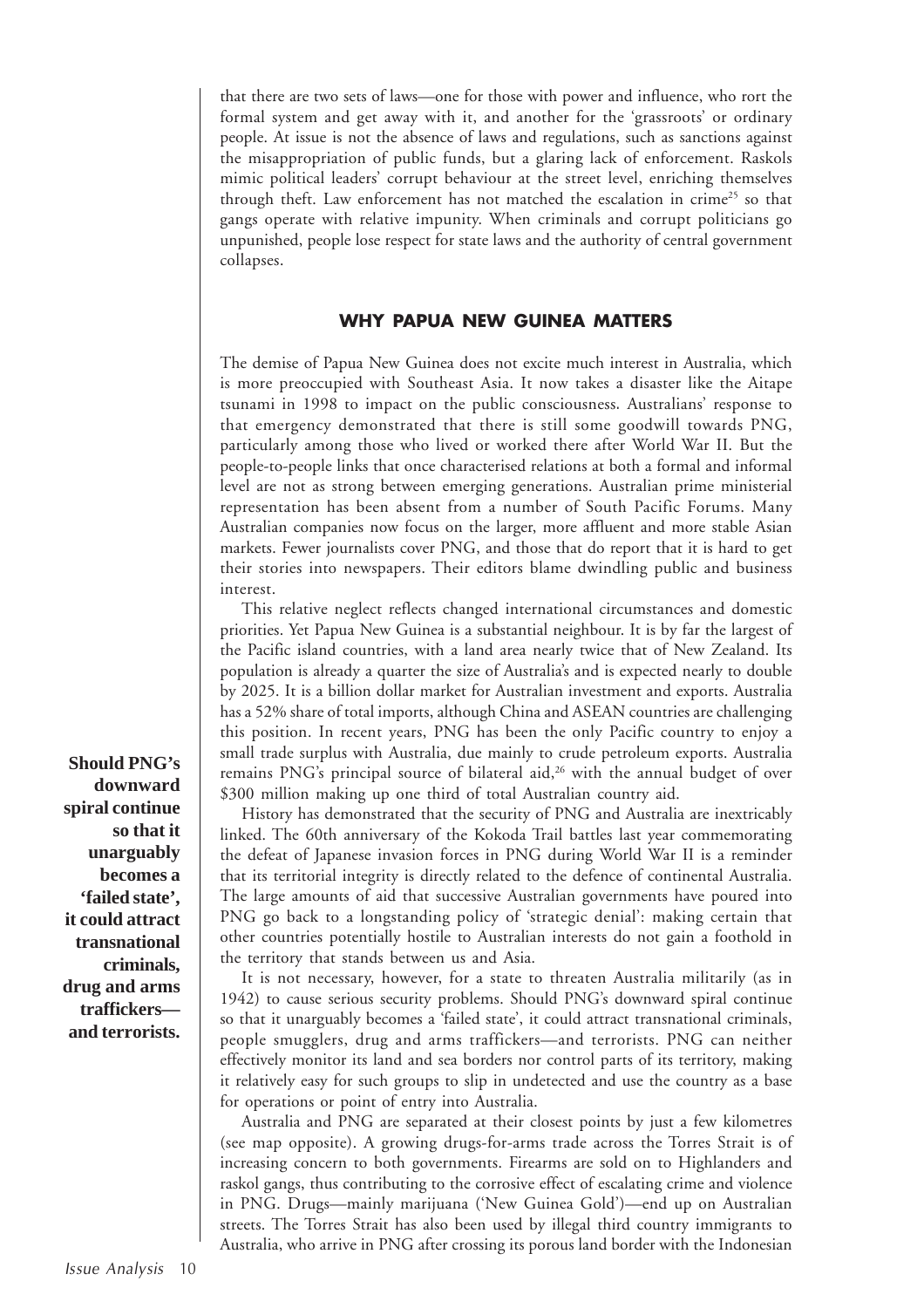that there are two sets of laws—one for those with power and influence, who rort the formal system and get away with it, and another for the 'grassroots' or ordinary people. At issue is not the absence of laws and regulations, such as sanctions against the misappropriation of public funds, but a glaring lack of enforcement. Raskols mimic political leaders' corrupt behaviour at the street level, enriching themselves through theft. Law enforcement has not matched the escalation in crime[25] so that gangs operate with relative impunity. When criminals and corrupt politicians go unpunished, people lose respect for state laws and the authority of central government collapses.

## WHY PAPUA NEW GUINEA MATTERS

The demise of Papua New Guinea does not excite much interest in Australia, which is more preoccupied with Southeast Asia. It now takes a disaster like the Aitape tsunami in 1998 to impact on the public consciousness. Australians' response to that emergency demonstrated that there is still some goodwill towards PNG, particularly among those who lived or worked there after World War II. But the people-to-people links that once characterised relations at both a formal and informal level are not as strong between emerging generations. Australian prime ministerial representation has been absent from a number of South Pacific Forums. Many Australian companies now focus on the larger, more affluent and more stable Asian markets. Fewer journalists cover PNG, and those that do report that it is hard to get their stories into newspapers. Their editors blame dwindling public and business interest.

This relative neglect reflects changed international circumstances and domestic priorities. Yet Papua New Guinea is a substantial neighbour. It is by far the largest of the Pacific island countries, with a land area nearly twice that of New Zealand. Its population is already a quarter the size of Australia's and is expected nearly to double by 2025. It is a billion dollar market for Australian investment and exports. Australia has a 52% share of total imports, although China and ASEAN countries are challenging this position. In recent years, PNG has been the only Pacific country to enjoy a small trade surplus with Australia, due mainly to crude petroleum exports. Australia remains PNG's principal source of bilateral aid,[26] with the annual budget of over $300 million making up one third of total Australian country aid.

**Should PNG's downward spiral continue so that it unarguably becomes a 'failed state', it could attract transnational criminals, drug and arms traffickers—and terrorists.**

History has demonstrated that the security of PNG and Australia are inextricably linked. The 60th anniversary of the Kokoda Trail battles last year commemorating the defeat of Japanese invasion forces in PNG during World War II is a reminder that its territorial integrity is directly related to the defence of continental Australia. The large amounts of aid that successive Australian governments have poured into PNG go back to a longstanding policy of 'strategic denial': making certain that other countries potentially hostile to Australian interests do not gain a foothold in the territory that stands between us and Asia.

It is not necessary, however, for a state to threaten Australia militarily (as in 1942) to cause serious security problems. Should PNG's downward spiral continue so that it unarguably becomes a 'failed state', it could attract transnational criminals, people smugglers, drug and arms traffickers—and terrorists. PNG can neither effectively monitor its land and sea borders nor control parts of its territory, making it relatively easy for such groups to slip in undetected and use the country as a base for operations or point of entry into Australia.

Australia and PNG are separated at their closest points by just a few kilometres (see map opposite). A growing drugs-for-arms trade across the Torres Strait is of increasing concern to both governments. Firearms are sold on to Highlanders and raskol gangs, thus contributing to the corrosive effect of escalating crime and violence in PNG. Drugs—mainly marijuana ('New Guinea Gold')—end up on Australian streets. The Torres Strait has also been used by illegal third country immigrants to Australia, who arrive in PNG after crossing its porous land border with the Indonesian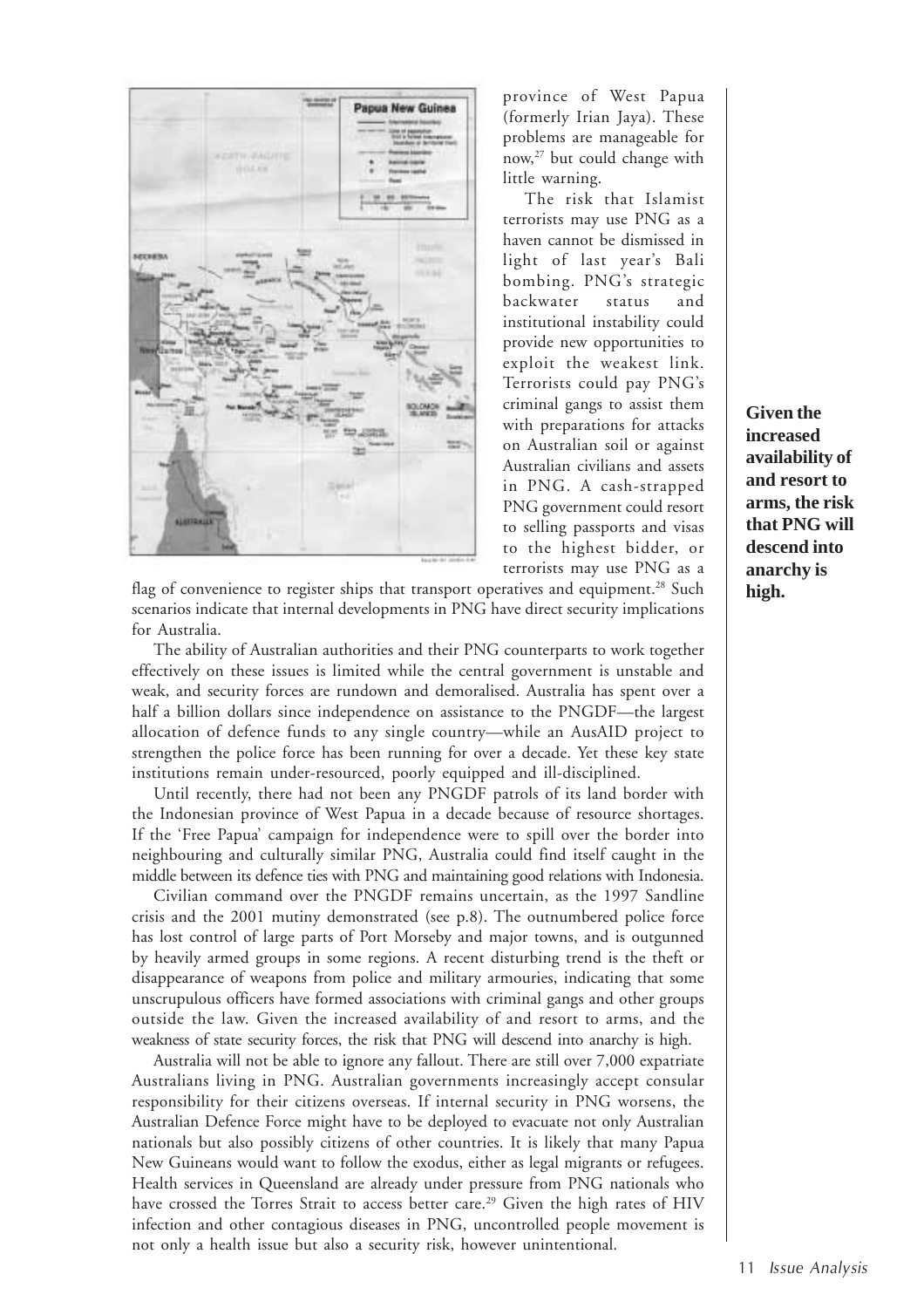province of West Papua (formerly Irian Jaya). These problems are manageable for now,[27] but could change with little warning.

The risk that Islamist terrorists may use PNG as a haven cannot be dismissed in light of last year's Bali bombing. PNG's strategic backwater status and institutional instability could provide new opportunities to exploit the weakest link. Terrorists could pay PNG's criminal gangs to assist them with preparations for attacks on Australian soil or against Australian civilians and assets in PNG. A cash-strapped PNG government could resort to selling passports and visas to the highest bidder, or terrorists may use PNG as a flag of convenience to register ships that transport operatives and equipment.[28] Such scenarios indicate that internal developments in PNG have direct security implications for Australia.

The ability of Australian authorities and their PNG counterparts to work together effectively on these issues is limited while the central government is unstable and weak, and security forces are rundown and demoralised. Australia has spent over a half a billion dollars since independence on assistance to the PNGDF—the largest allocation of defence funds to any single country—while an AusAID project to strengthen the police force has been running for over a decade. Yet these key state institutions remain under-resourced, poorly equipped and ill-disciplined.

Until recently, there had not been any PNGDF patrols of its land border with the Indonesian province of West Papua in a decade because of resource shortages. If the 'Free Papua' campaign for independence were to spill over the border into neighbouring and culturally similar PNG, Australia could find itself caught in the middle between its defence ties with PNG and maintaining good relations with Indonesia.

Civilian command over the PNGDF remains uncertain, as the 1997 Sandline crisis and the 2001 mutiny demonstrated (see p.8). The outnumbered police force has lost control of large parts of Port Morseby and major towns, and is outgunned by heavily armed groups in some regions. A recent disturbing trend is the theft or disappearance of weapons from police and military armouries, indicating that some unscrupulous officers have formed associations with criminal gangs and other groups outside the law. Given the increased availability of and resort to arms, and the weakness of state security forces, the risk that PNG will descend into anarchy is high.

**Given the increased availability of and resort to arms, the risk that PNG will descend into anarchy is high.**

Australia will not be able to ignore any fallout. There are still over 7,000 expatriate Australians living in PNG. Australian governments increasingly accept consular responsibility for their citizens overseas. If internal security in PNG worsens, the Australian Defence Force might have to be deployed to evacuate not only Australian nationals but also possibly citizens of other countries. It is likely that many Papua New Guineans would want to follow the exodus, either as legal migrants or refugees. Health services in Queensland are already under pressure from PNG nationals who have crossed the Torres Strait to access better care.[29] Given the high rates of HIV infection and other contagious diseases in PNG, uncontrolled people movement is not only a health issue but also a security risk, however unintentional.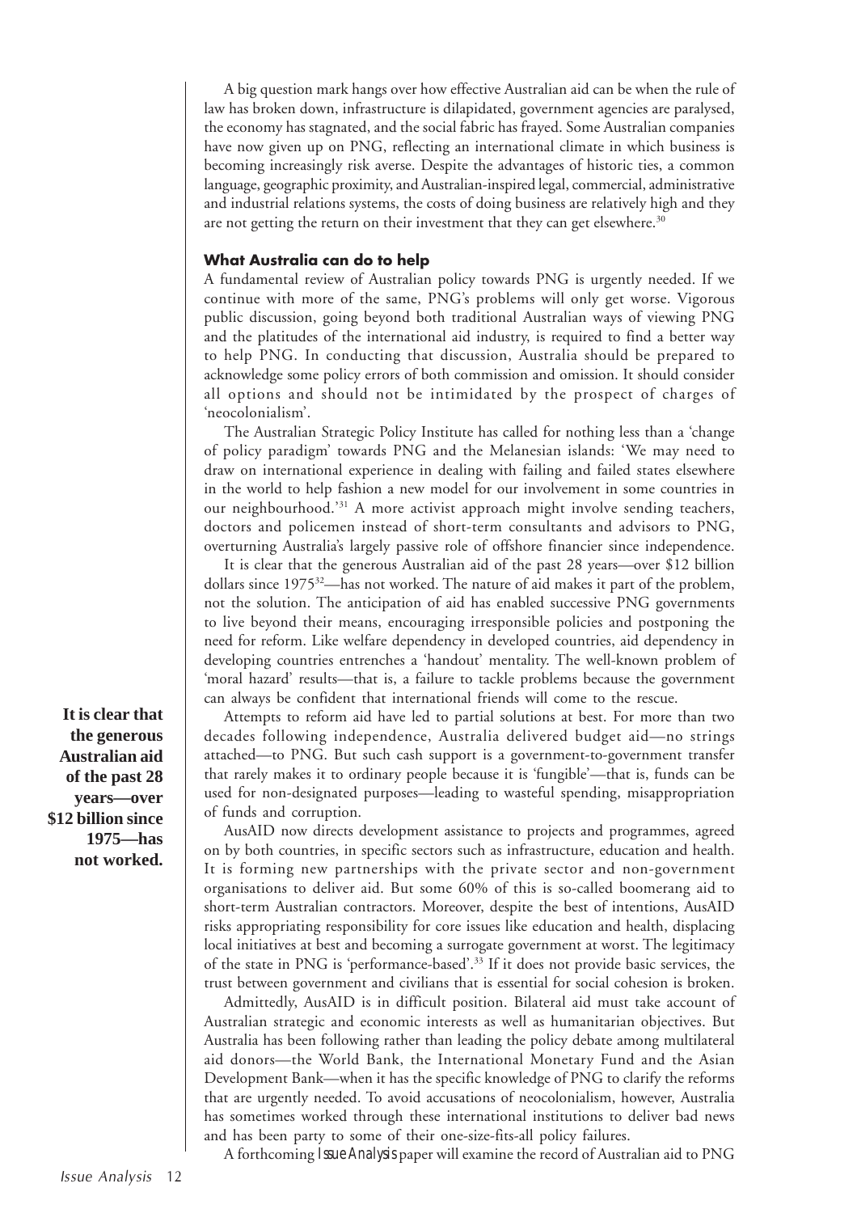A big question mark hangs over how effective Australian aid can be when the rule of law has broken down, infrastructure is dilapidated, government agencies are paralysed, the economy has stagnated, and the social fabric has frayed. Some Australian companies have now given up on PNG, reflecting an international climate in which business is becoming increasingly risk averse. Despite the advantages of historic ties, a common language, geographic proximity, and Australian-inspired legal, commercial, administrative and industrial relations systems, the costs of doing business are relatively high and they are not getting the return on their investment that they can get elsewhere.[30]

### What Australia can do to help

A fundamental review of Australian policy towards PNG is urgently needed. If we continue with more of the same, PNG's problems will only get worse. Vigorous public discussion, going beyond both traditional Australian ways of viewing PNG and the platitudes of the international aid industry, is required to find a better way to help PNG. In conducting that discussion, Australia should be prepared to acknowledge some policy errors of both commission and omission. It should consider all options and should not be intimidated by the prospect of charges of 'neocolonialism'.

The Australian Strategic Policy Institute has called for nothing less than a 'change of policy paradigm' towards PNG and the Melanesian islands: 'We may need to draw on international experience in dealing with failing and failed states elsewhere in the world to help fashion a new model for our involvement in some countries in our neighbourhood.'[31] A more activist approach might involve sending teachers, doctors and policemen instead of short-term consultants and advisors to PNG, overturning Australia's largely passive role of offshore financier since independence.

It is clear that the generous Australian aid of the past 28 years—over $12 billion dollars since 1975[32]—has not worked. The nature of aid makes it part of the problem, not the solution. The anticipation of aid has enabled successive PNG governments to live beyond their means, encouraging irresponsible policies and postponing the need for reform. Like welfare dependency in developed countries, aid dependency in developing countries entrenches a 'handout' mentality. The well-known problem of 'moral hazard' results—that is, a failure to tackle problems because the government can always be confident that international friends will come to the rescue.

**It is clear that the generous Australian aid of the past 28 years—over $12 billion since 1975—has not worked.**

Attempts to reform aid have led to partial solutions at best. For more than two decades following independence, Australia delivered budget aid—no strings attached—to PNG. But such cash support is a government-to-government transfer that rarely makes it to ordinary people because it is 'fungible'—that is, funds can be used for non-designated purposes—leading to wasteful spending, misappropriation of funds and corruption.

AusAID now directs development assistance to projects and programmes, agreed on by both countries, in specific sectors such as infrastructure, education and health. It is forming new partnerships with the private sector and non-government organisations to deliver aid. But some 60% of this is so-called boomerang aid to short-term Australian contractors. Moreover, despite the best of intentions, AusAID risks appropriating responsibility for core issues like education and health, displacing local initiatives at best and becoming a surrogate government at worst. The legitimacy of the state in PNG is 'performance-based'.[33] If it does not provide basic services, the trust between government and civilians that is essential for social cohesion is broken.

Admittedly, AusAID is in difficult position. Bilateral aid must take account of Australian strategic and economic interests as well as humanitarian objectives. But Australia has been following rather than leading the policy debate among multilateral aid donors—the World Bank, the International Monetary Fund and the Asian Development Bank—when it has the specific knowledge of PNG to clarify the reforms that are urgently needed. To avoid accusations of neocolonialism, however, Australia has sometimes worked through these international institutions to deliver bad news and has been party to some of their one-size-fits-all policy failures.

A forthcoming *Issue Analysis* paper will examine the record of Australian aid to PNG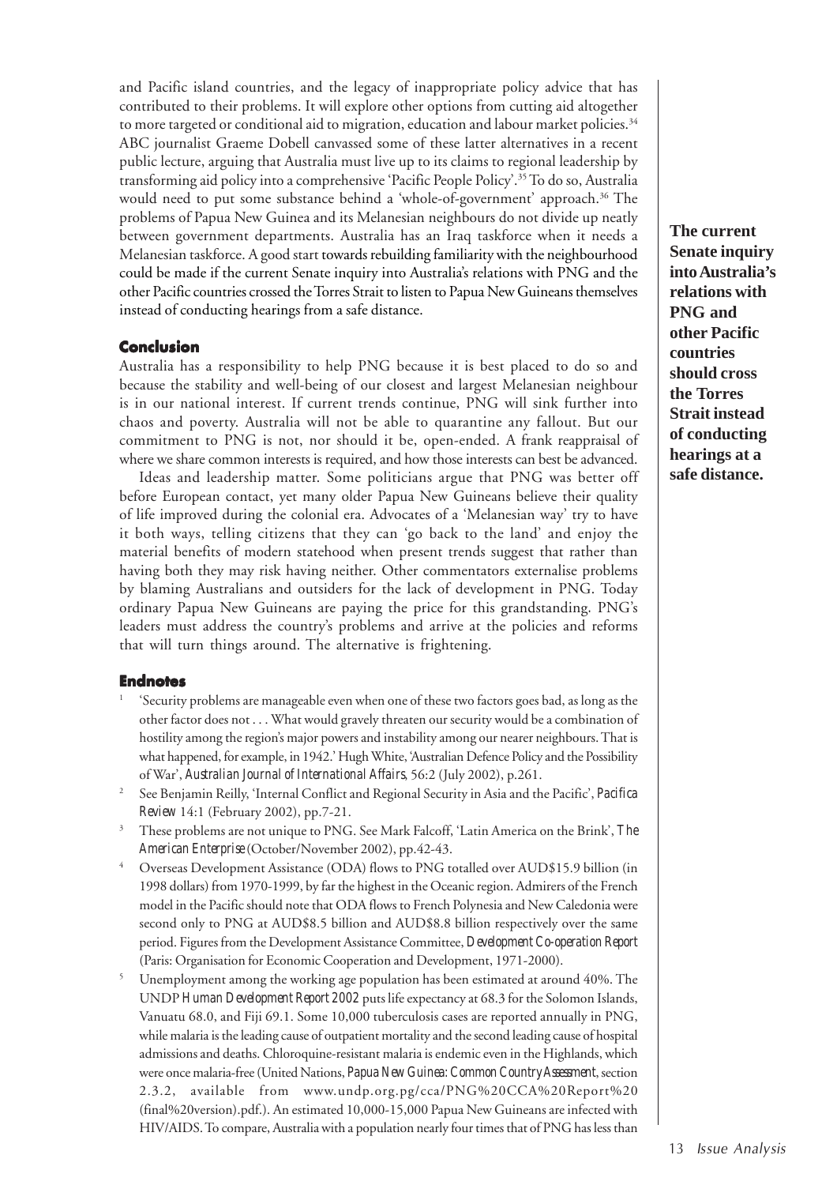and Pacific island countries, and the legacy of inappropriate policy advice that has contributed to their problems. It will explore other options from cutting aid altogether to more targeted or conditional aid to migration, education and labour market policies.[34] ABC journalist Graeme Dobell canvassed some of these latter alternatives in a recent public lecture, arguing that Australia must live up to its claims to regional leadership by transforming aid policy into a comprehensive 'Pacific People Policy'.[35] To do so, Australia would need to put some substance behind a 'whole-of-government' approach.[36] The problems of Papua New Guinea and its Melanesian neighbours do not divide up neatly between government departments. Australia has an Iraq taskforce when it needs a Melanesian taskforce. A good start towards rebuilding familiarity with the neighbourhood could be made if the current Senate inquiry into Australia's relations with PNG and the other Pacific countries crossed the Torres Strait to listen to Papua New Guineans themselves instead of conducting hearings from a safe distance.

**The current Senate inquiry into Australia's relations with PNG and other Pacific countries should cross the Torres Strait instead of conducting hearings at a safe distance.**

## Conclusion

Australia has a responsibility to help PNG because it is best placed to do so and because the stability and well-being of our closest and largest Melanesian neighbour is in our national interest. If current trends continue, PNG will sink further into chaos and poverty. Australia will not be able to quarantine any fallout. But our commitment to PNG is not, nor should it be, open-ended. A frank reappraisal of where we share common interests is required, and how those interests can best be advanced.

Ideas and leadership matter. Some politicians argue that PNG was better off before European contact, yet many older Papua New Guineans believe their quality of life improved during the colonial era. Advocates of a 'Melanesian way' try to have it both ways, telling citizens that they can 'go back to the land' and enjoy the material benefits of modern statehood when present trends suggest that rather than having both they may risk having neither. Other commentators externalise problems by blaming Australians and outsiders for the lack of development in PNG. Today ordinary Papua New Guineans are paying the price for this grandstanding. PNG's leaders must address the country's problems and arrive at the policies and reforms that will turn things around. The alternative is frightening.

## Endnotes

1. 'Security problems are manageable even when one of these two factors goes bad, as long as the other factor does not . . . What would gravely threaten our security would be a combination of hostility among the region's major powers and instability among our nearer neighbours. That is what happened, for example, in 1942.' Hugh White, 'Australian Defence Policy and the Possibility of War', *Australian Journal of International Affairs*, 56:2 (July 2002), p.261.
2. See Benjamin Reilly, 'Internal Conflict and Regional Security in Asia and the Pacific', *Pacifica Review* 14:1 (February 2002), pp.7-21.
3. These problems are not unique to PNG. See Mark Falcoff, 'Latin America on the Brink', *The American Enterprise* (October/November 2002), pp.42-43.
4. Overseas Development Assistance (ODA) flows to PNG totalled over AUD$15.9 billion (in 1998 dollars) from 1970-1999, by far the highest in the Oceanic region. Admirers of the French model in the Pacific should note that ODA flows to French Polynesia and New Caledonia were second only to PNG at AUD$8.5 billion and AUD$8.8 billion respectively over the same period. Figures from the Development Assistance Committee, *Development Co-operation Report* (Paris: Organisation for Economic Cooperation and Development, 1971-2000).
5. Unemployment among the working age population has been estimated at around 40%. The UNDP *Human Development Report 2002* puts life expectancy at 68.3 for the Solomon Islands, Vanuatu 68.0, and Fiji 69.1. Some 10,000 tuberculosis cases are reported annually in PNG, while malaria is the leading cause of outpatient mortality and the second leading cause of hospital admissions and deaths. Chloroquine-resistant malaria is endemic even in the Highlands, which were once malaria-free (United Nations, *Papua New Guinea: Common Country Assessment*, section 2.3.2, available from www.undp.org.pg/cca/PNG%20CCA%20Report%20 (final%20version).pdf.). An estimated 10,000-15,000 Papua New Guineans are infected with HIV/AIDS. To compare, Australia with a population nearly four times that of PNG has less than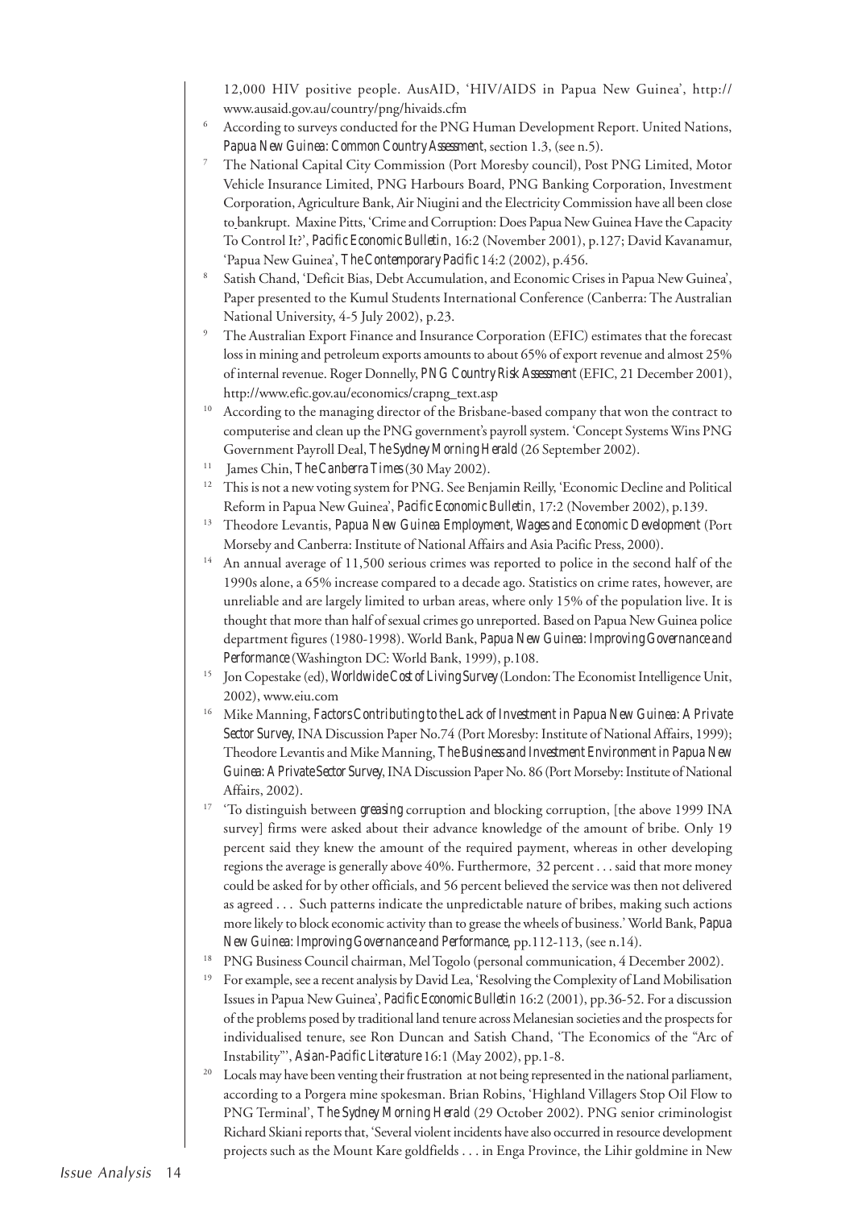12,000 HIV positive people. AusAID, 'HIV/AIDS in Papua New Guinea', http://www.ausaid.gov.au/country/png/hivaids.cfm

6. According to surveys conducted for the PNG Human Development Report. United Nations, *Papua New Guinea: Common Country Assessment*, section 1.3, (see n.5).

7. The National Capital City Commission (Port Moresby council), Post PNG Limited, Motor Vehicle Insurance Limited, PNG Harbours Board, PNG Banking Corporation, Investment Corporation, Agriculture Bank, Air Niugini and the Electricity Commission have all been close to bankrupt. Maxine Pitts, 'Crime and Corruption: Does Papua New Guinea Have the Capacity To Control It?', *Pacific Economic Bulletin*, 16:2 (November 2001), p.127; David Kavanamur, 'Papua New Guinea', *The Contemporary Pacific* 14:2 (2002), p.456.

8. Satish Chand, 'Deficit Bias, Debt Accumulation, and Economic Crises in Papua New Guinea', Paper presented to the Kumul Students International Conference (Canberra: The Australian National University, 4-5 July 2002), p.23.

9. The Australian Export Finance and Insurance Corporation (EFIC) estimates that the forecast loss in mining and petroleum exports amounts to about 65% of export revenue and almost 25% of internal revenue. Roger Donnelly, *PNG Country Risk Assessment* (EFIC, 21 December 2001), http://www.efic.gov.au/economics/crapng_text.asp

10. According to the managing director of the Brisbane-based company that won the contract to computerise and clean up the PNG government's payroll system. 'Concept Systems Wins PNG Government Payroll Deal, *The Sydney Morning Herald* (26 September 2002).

11. James Chin, *The Canberra Times* (30 May 2002).

12. This is not a new voting system for PNG. See Benjamin Reilly, 'Economic Decline and Political Reform in Papua New Guinea', *Pacific Economic Bulletin*, 17:2 (November 2002), p.139.

13. Theodore Levantis, *Papua New Guinea Employment, Wages and Economic Development* (Port Morseby and Canberra: Institute of National Affairs and Asia Pacific Press, 2000).

14. An annual average of 11,500 serious crimes was reported to police in the second half of the 1990s alone, a 65% increase compared to a decade ago. Statistics on crime rates, however, are unreliable and are largely limited to urban areas, where only 15% of the population live. It is thought that more than half of sexual crimes go unreported. Based on Papua New Guinea police department figures (1980-1998). World Bank, *Papua New Guinea: Improving Governance and Performance* (Washington DC: World Bank, 1999), p.108.

15. Jon Copestake (ed), *Worldwide Cost of Living Survey* (London: The Economist Intelligence Unit, 2002), www.eiu.com

16. Mike Manning, *Factors Contributing to the Lack of Investment in Papua New Guinea: A Private Sector Survey*, INA Discussion Paper No.74 (Port Moresby: Institute of National Affairs, 1999); Theodore Levantis and Mike Manning, *The Business and Investment Environment in Papua New Guinea: A Private Sector Survey*, INA Discussion Paper No. 86 (Port Morseby: Institute of National Affairs, 2002).

17. 'To distinguish between *greasing* corruption and blocking corruption, [the above 1999 INA survey] firms were asked about their advance knowledge of the amount of bribe. Only 19 percent said they knew the amount of the required payment, whereas in other developing regions the average is generally above 40%. Furthermore, 32 percent . . . said that more money could be asked for by other officials, and 56 percent believed the service was then not delivered as agreed . . . Such patterns indicate the unpredictable nature of bribes, making such actions more likely to block economic activity than to grease the wheels of business.' World Bank, *Papua New Guinea: Improving Governance and Performance*, pp.112-113, (see n.14).

18. PNG Business Council chairman, Mel Togolo (personal communication, 4 December 2002).

19. For example, see a recent analysis by David Lea, 'Resolving the Complexity of Land Mobilisation Issues in Papua New Guinea', *Pacific Economic Bulletin* 16:2 (2001), pp.36-52. For a discussion of the problems posed by traditional land tenure across Melanesian societies and the prospects for individualised tenure, see Ron Duncan and Satish Chand, 'The Economics of the "Arc of Instability"', *Asian-Pacific Literature* 16:1 (May 2002), pp.1-8.

20. Locals may have been venting their frustration at not being represented in the national parliament, according to a Porgera mine spokesman. Brian Robins, 'Highland Villagers Stop Oil Flow to PNG Terminal', *The Sydney Morning Herald* (29 October 2002). PNG senior criminologist Richard Skiani reports that, 'Several violent incidents have also occurred in resource development projects such as the Mount Kare goldfields . . . in Enga Province, the Lihir goldmine in New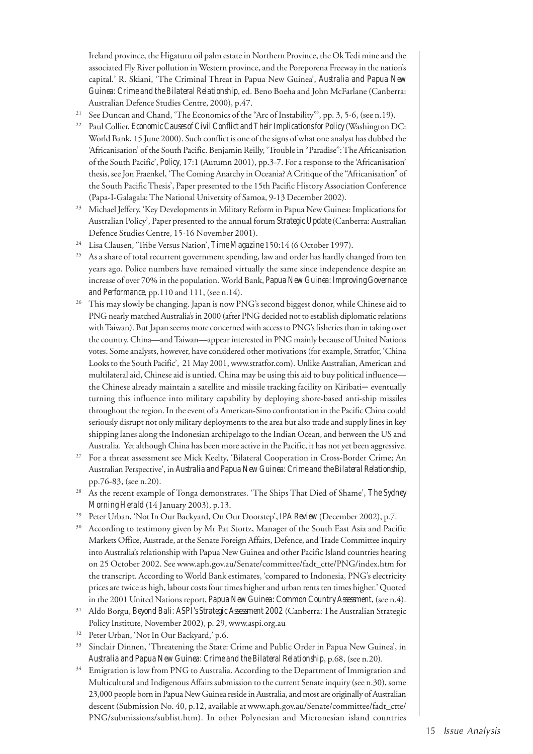Ireland province, the Higaturu oil palm estate in Northern Province, the Ok Tedi mine and the associated Fly River pollution in Western province, and the Poreporena Freeway in the nation's capital.' R. Skiani, 'The Criminal Threat in Papua New Guinea', *Australia and Papua New Guinea: Crime and the Bilateral Relationship*, ed. Beno Boeha and John McFarlane (Canberra: Australian Defence Studies Centre, 2000), p.47.

[21] See Duncan and Chand, 'The Economics of the "Arc of Instability"', pp. 3, 5-6, (see n.19).

[22] Paul Collier, *Economic Causes of Civil Conflict and Their Implications for Policy* (Washington DC: World Bank, 15 June 2000). Such conflict is one of the signs of what one analyst has dubbed the 'Africanisation' of the South Pacific. Benjamin Reilly, 'Trouble in "Paradise": The Africanisation of the South Pacific', *Policy*, 17:1 (Autumn 2001), pp.3-7. For a response to the 'Africanisation' thesis, see Jon Fraenkel, 'The Coming Anarchy in Oceania? A Critique of the "Africanisation" of the South Pacific Thesis', Paper presented to the 15th Pacific History Association Conference (Papa-I-Galagala: The National University of Samoa, 9-13 December 2002).

[23] Michael Jeffery, 'Key Developments in Military Reform in Papua New Guinea: Implications for Australian Policy', Paper presented to the annual forum *Strategic Update* (Canberra: Australian Defence Studies Centre, 15-16 November 2001).

[24] Lisa Clausen, 'Tribe Versus Nation', *Time Magazine* 150:14 (6 October 1997).

[25] As a share of total recurrent government spending, law and order has hardly changed from ten years ago. Police numbers have remained virtually the same since independence despite an increase of over 70% in the population. World Bank, *Papua New Guinea: Improving Governance and Performance*, pp.110 and 111, (see n.14).

[26] This may slowly be changing. Japan is now PNG's second biggest donor, while Chinese aid to PNG nearly matched Australia's in 2000 (after PNG decided not to establish diplomatic relations with Taiwan). But Japan seems more concerned with access to PNG's fisheries than in taking over the country. China—and Taiwan—appear interested in PNG mainly because of United Nations votes. Some analysts, however, have considered other motivations (for example, Stratfor, 'China Looks to the South Pacific', 21 May 2001, www.stratfor.com). Unlike Australian, American and multilateral aid, Chinese aid is untied. China may be using this aid to buy political influence—the Chinese already maintain a satellite and missile tracking facility on Kiribati— eventually turning this influence into military capability by deploying shore-based anti-ship missiles throughout the region. In the event of a American-Sino confrontation in the Pacific China could seriously disrupt not only military deployments to the area but also trade and supply lines in key shipping lanes along the Indonesian archipelago to the Indian Ocean, and between the US and Australia. Yet although China has been more active in the Pacific, it has not yet been aggressive.

[27] For a threat assessment see Mick Keelty, 'Bilateral Cooperation in Cross-Border Crime; An Australian Perspective', in *Australia and Papua New Guinea: Crime and the Bilateral Relationship*, pp.76-83, (see n.20).

[28] As the recent example of Tonga demonstrates. 'The Ships That Died of Shame', *The Sydney Morning Herald* (14 January 2003), p.13.

[29] Peter Urban, 'Not In Our Backyard, On Our Doorstep', *IPA Review* (December 2002), p.7.

[30] According to testimony given by Mr Pat Stortz, Manager of the South East Asia and Pacific Markets Office, Austrade, at the Senate Foreign Affairs, Defence, and Trade Committee inquiry into Australia's relationship with Papua New Guinea and other Pacific Island countries hearing on 25 October 2002. See www.aph.gov.au/Senate/committee/fadt_ctte/PNG/index.htm for the transcript. According to World Bank estimates, 'compared to Indonesia, PNG's electricity prices are twice as high, labour costs four times higher and urban rents ten times higher.' Quoted in the 2001 United Nations report, *Papua New Guinea: Common Country Assessment*, (see n.4).

[31] Aldo Borgu, *Beyond Bali: ASPI's Strategic Assessment 2002* (Canberra: The Australian Strategic Policy Institute, November 2002), p. 29, www.aspi.org.au

[32] Peter Urban, 'Not In Our Backyard,' p.6.

[33] Sinclair Dinnen, 'Threatening the State: Crime and Public Order in Papua New Guinea', in *Australia and Papua New Guinea: Crime and the Bilateral Relationship*, p.68, (see n.20).

[34] Emigration is low from PNG to Australia. According to the Department of Immigration and Multicultural and Indigenous Affairs submission to the current Senate inquiry (see n.30), some 23,000 people born in Papua New Guinea reside in Australia, and most are originally of Australian descent (Submission No. 40, p.12, available at www.aph.gov.au/Senate/committee/fadt_ctte/PNG/submissions/sublist.htm). In other Polynesian and Micronesian island countries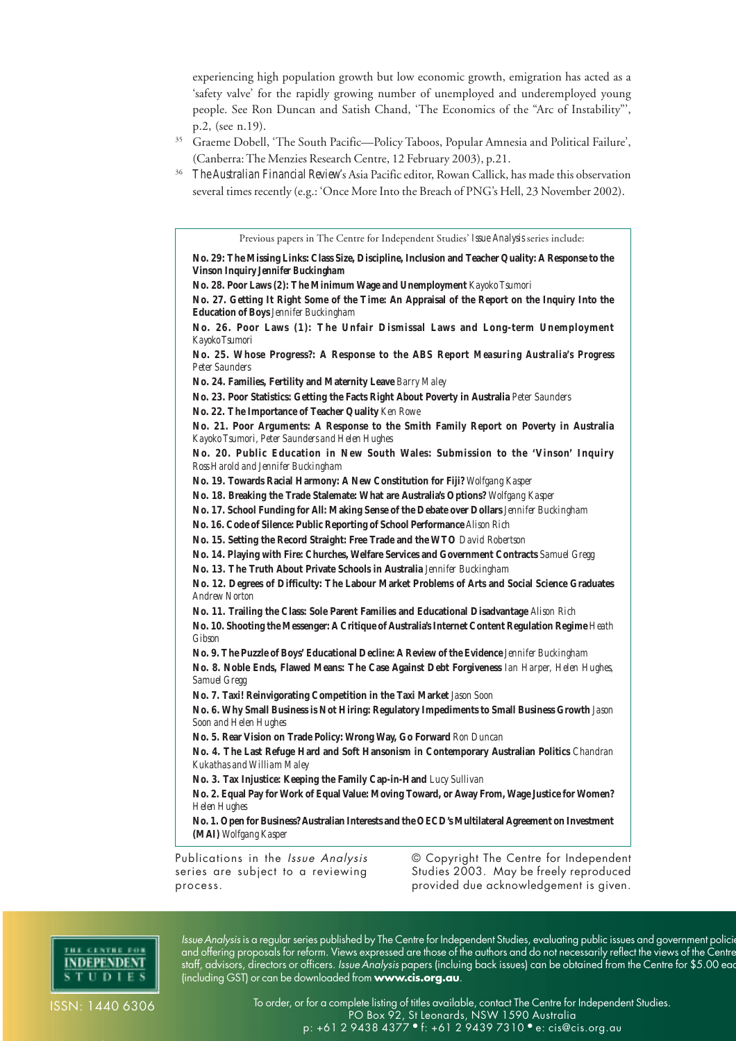experiencing high population growth but low economic growth, emigration has acted as a 'safety valve' for the rapidly growing number of unemployed and underemployed young people. See Ron Duncan and Satish Chand, 'The Economics of the "Arc of Instability"', p.2, (see n.19).

[35] Graeme Dobell, 'The South Pacific—Policy Taboos, Popular Amnesia and Political Failure', (Canberra: The Menzies Research Centre, 12 February 2003), p.21.

[36] *The Australian Financial Review*'s Asia Pacific editor, Rowan Callick, has made this observation several times recently (e.g.: 'Once More Into the Breach of PNG's Hell, 23 November 2002).

Previous papers in The Centre for Independent Studies' *Issue Analysis* series include:

**No. 29: The Missing Links: Class Size, Discipline, Inclusion and Teacher Quality: A Response to the Vinson Inquiry** ***Jennifer Buckingham***

**No. 28. Poor Laws (2): The Minimum Wage and Unemployment** *Kayoko Tsumori*

**No. 27. Getting It Right Some of the Time: An Appraisal of the Report on the Inquiry Into the Education of Boys** *Jennifer Buckingham*

**No. 26. Poor Laws (1): The Unfair Dismissal Laws and Long-term Unemployment** *Kayoko Tsumori*

**No. 25. Whose Progress?: A Response to the ABS Report *Measuring Australia's Progress*** *Peter Saunders*

**No. 24. Families, Fertility and Maternity Leave** *Barry Maley*

**No. 23. Poor Statistics: Getting the Facts Right About Poverty in Australia** *Peter Saunders*

**No. 22. The Importance of Teacher Quality** *Ken Rowe*

**No. 21. Poor Arguments: A Response to the Smith Family Report on Poverty in Australia** *Kayoko Tsumori, Peter Saunders and Helen Hughes*

**No. 20. Public Education in New South Wales: Submission to the 'Vinson' Inquiry** *Ross Harold and Jennifer Buckingham*

**No. 19. Towards Racial Harmony: A New Constitution for Fiji?** *Wolfgang Kasper*

**No. 18. Breaking the Trade Stalemate: What are Australia's Options?** *Wolfgang Kasper*

**No. 17. School Funding for All: Making Sense of the Debate over Dollars** *Jennifer Buckingham*

**No. 16. Code of Silence: Public Reporting of School Performance** *Alison Rich*

**No. 15. Setting the Record Straight: Free Trade and the WTO** *David Robertson*

**No. 14. Playing with Fire: Churches, Welfare Services and Government Contracts** *Samuel Gregg*

**No. 13. The Truth About Private Schools in Australia** *Jennifer Buckingham*

**No. 12. Degrees of Difficulty: The Labour Market Problems of Arts and Social Science Graduates** *Andrew Norton*

**No. 11. Trailing the Class: Sole Parent Families and Educational Disadvantage** *Alison Rich*

**No. 10. Shooting the Messenger: A Critique of Australia's Internet Content Regulation Regime** *Heath Gibson*

**No. 9. The Puzzle of Boys' Educational Decline: A Review of the Evidence** *Jennifer Buckingham*

**No. 8. Noble Ends, Flawed Means: The Case Against Debt Forgiveness** *Ian Harper, Helen Hughes, Samuel Gregg*

**No. 7. Taxi! Reinvigorating Competition in the Taxi Market** *Jason Soon*

**No. 6. Why Small Business is Not Hiring: Regulatory Impediments to Small Business Growth** *Jason Soon and Helen Hughes*

**No. 5. Rear Vision on Trade Policy: Wrong Way, Go Forward** *Ron Duncan*

**No. 4. The Last Refuge Hard and Soft Hansonism in Contemporary Australian Politics** *Chandran Kukathas and William Maley*

**No. 3. Tax Injustice: Keeping the Family Cap-in-Hand** *Lucy Sullivan*

**No. 2. Equal Pay for Work of Equal Value: Moving Toward, or Away From, Wage Justice for Women?** *Helen Hughes*

**No. 1. Open for Business? Australian Interests and the OECD's Multilateral Agreement on Investment (MAI)** *Wolfgang Kasper*

Publications in the *Issue Analysis* series are subject to a reviewing process.

© Copyright The Centre for Independent Studies 2003. May be freely reproduced provided due acknowledgement is given.

*Issue Analysis* is a regular series published by The Centre for Independent Studies, evaluating public issues and government policies and offering proposals for reform. Views expressed are those of the authors and do not necessarily reflect the views of the Centre's staff, advisors, directors or officers. *Issue Analysis* papers (incluing back issues) can be obtained from the Centre for $5.00 each (including GST) or can be downloaded from **www.cis.org.au**.

THE CENTRE FOR INDEPENDENT STUDIES

ISSN: 1440 6306

To order, or for a complete listing of titles available, contact The Centre for Independent Studies.
PO Box 92, St Leonards, NSW 1590 Australia
p: +61 2 9438 4377 • f: +61 2 9439 7310 • e: cis@cis.org.au